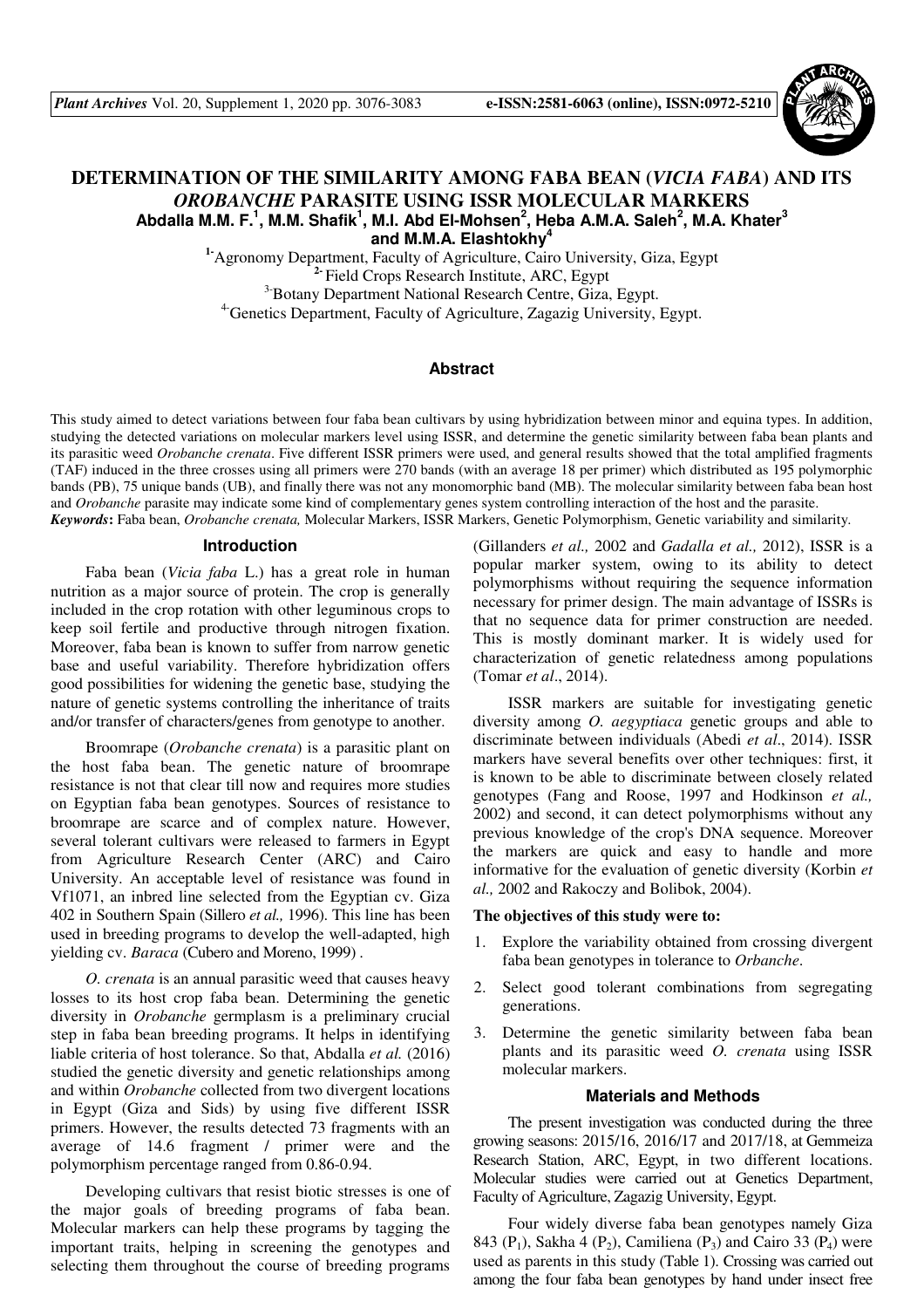# DETERMINATION OF THE SIMILARITY AMONG FABA BEAN (*VICIA FABA*) AND ITS *OROBANCHE* PARASITE USING ISSR MOLECULAR MARKERS

**Abdalla M.M. F.[1], M.M. Shafik[1], M.I. Abd El-Mohsen[2], Heba A.M.A. Saleh[2], M.A. Khater[3] and M.M.A. Elashtokhy[4]**

[1] Agronomy Department, Faculty of Agriculture, Cairo University, Giza, Egypt
[2] Field Crops Research Institute, ARC, Egypt
[3] Botany Department National Research Centre, Giza, Egypt.
[4] Genetics Department, Faculty of Agriculture, Zagazig University, Egypt.

## Abstract

This study aimed to detect variations between four faba bean cultivars by using hybridization between minor and equina types. In addition, studying the detected variations on molecular markers level using ISSR, and determine the genetic similarity between faba bean plants and its parasitic weed *Orobanche crenata*. Five different ISSR primers were used, and general results showed that the total amplified fragments (TAF) induced in the three crosses using all primers were 270 bands (with an average 18 per primer) which distributed as 195 polymorphic bands (PB), 75 unique bands (UB), and finally there was not any monomorphic band (MB). The molecular similarity between faba bean host and *Orobanche* parasite may indicate some kind of complementary genes system controlling interaction of the host and the parasite.

***Keywords*:** Faba bean, *Orobanche crenata,* Molecular Markers, ISSR Markers, Genetic Polymorphism, Genetic variability and similarity.

## Introduction

Faba bean (*Vicia faba* L.) has a great role in human nutrition as a major source of protein. The crop is generally included in the crop rotation with other leguminous crops to keep soil fertile and productive through nitrogen fixation. Moreover, faba bean is known to suffer from narrow genetic base and useful variability. Therefore hybridization offers good possibilities for widening the genetic base, studying the nature of genetic systems controlling the inheritance of traits and/or transfer of characters/genes from genotype to another.

Broomrape (*Orobanche crenata*) is a parasitic plant on the host faba bean. The genetic nature of broomrape resistance is not that clear till now and requires more studies on Egyptian faba bean genotypes. Sources of resistance to broomrape are scarce and of complex nature. However, several tolerant cultivars were released to farmers in Egypt from Agriculture Research Center (ARC) and Cairo University. An acceptable level of resistance was found in Vf1071, an inbred line selected from the Egyptian cv. Giza 402 in Southern Spain (Sillero *et al.,* 1996). This line has been used in breeding programs to develop the well-adapted, high yielding cv. *Baraca* (Cubero and Moreno, 1999) .

*O. crenata* is an annual parasitic weed that causes heavy losses to its host crop faba bean. Determining the genetic diversity in *Orobanche* germplasm is a preliminary crucial step in faba bean breeding programs. It helps in identifying liable criteria of host tolerance. So that, Abdalla *et al.* (2016) studied the genetic diversity and genetic relationships among and within *Orobanche* collected from two divergent locations in Egypt (Giza and Sids) by using five different ISSR primers. However, the results detected 73 fragments with an average of 14.6 fragment / primer were and the polymorphism percentage ranged from 0.86-0.94.

Developing cultivars that resist biotic stresses is one of the major goals of breeding programs of faba bean. Molecular markers can help these programs by tagging the important traits, helping in screening the genotypes and selecting them throughout the course of breeding programs (Gillanders *et al.,* 2002 and *Gadalla et al.,* 2012), ISSR is a popular marker system, owing to its ability to detect polymorphisms without requiring the sequence information necessary for primer design. The main advantage of ISSRs is that no sequence data for primer construction are needed. This is mostly dominant marker. It is widely used for characterization of genetic relatedness among populations (Tomar *et al*., 2014).

ISSR markers are suitable for investigating genetic diversity among *O. aegyptiaca* genetic groups and able to discriminate between individuals (Abedi *et al*., 2014). ISSR markers have several benefits over other techniques: first, it is known to be able to discriminate between closely related genotypes (Fang and Roose, 1997 and Hodkinson *et al.,* 2002) and second, it can detect polymorphisms without any previous knowledge of the crop's DNA sequence. Moreover the markers are quick and easy to handle and more informative for the evaluation of genetic diversity (Korbin *et al.,* 2002 and Rakoczy and Bolibok, 2004).

**The objectives of this study were to:**

1. Explore the variability obtained from crossing divergent faba bean genotypes in tolerance to *Orbanche*.
2. Select good tolerant combinations from segregating generations.
3. Determine the genetic similarity between faba bean plants and its parasitic weed *O. crenata* using ISSR molecular markers.

## Materials and Methods

The present investigation was conducted during the three growing seasons: 2015/16, 2016/17 and 2017/18, at Gemmeiza Research Station, ARC, Egypt, in two different locations. Molecular studies were carried out at Genetics Department, Faculty of Agriculture, Zagazig University, Egypt.

Four widely diverse faba bean genotypes namely Giza 843 ($P_1$), Sakha 4 ($P_2$), Camiliena ($P_3$) and Cairo 33 ($P_4$) were used as parents in this study (Table 1). Crossing was carried out among the four faba bean genotypes by hand under insect free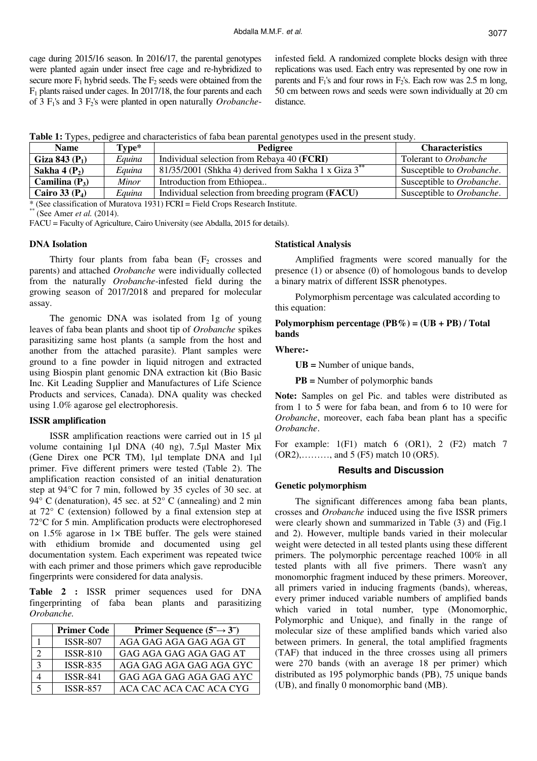cage during 2015/16 season. In 2016/17, the parental genotypes were planted again under insect free cage and re-hybridized to secure more $F_1$ hybrid seeds. The $F_2$ seeds were obtained from the $F_1$ plants raised under cages. In 2017/18, the four parents and each of 3 $F_1$'s and 3 $F_2$'s were planted in open naturally *Orobanche*-infested field. A randomized complete blocks design with three replications was used. Each entry was represented by one row in parents and $F_1$'s and four rows in $F_2$'s. Each row was 2.5 m long, 50 cm between rows and seeds were sown individually at 20 cm distance.

**Table 1:** Types, pedigree and characteristics of faba bean parental genotypes used in the present study.

| Name | Type* | Pedigree | Characteristics |
|---|---|---|---|
| **Giza 843 ($P_1$)** | *Equina* | Individual selection from Rebaya 40 **(FCRI)** | Tolerant to *Orobanche* |
| **Sakha 4 ($P_2$)** | *Equina* | 81/35/2001 (Shkha 4) derived from Sakha 1 x Giza 3** | Susceptible to *Orobanche*. |
| **Camilina ($P_3$)** | *Minor* | Introduction from Ethiopea.. | Susceptible to *Orobanche*. |
| **Cairo 33 ($P_4$)** | *Equina* | Individual selection from breeding program **(FACU)** | Susceptible to *Orobanche*. |

\* (See classification of Muratova 1931) FCRI = Field Crops Research Institute.

** (See Amer *et al.* (2014).

FACU = Faculty of Agriculture, Cairo University (see Abdalla, 2015 for details).

### DNA Isolation

Thirty four plants from faba bean ($F_2$ crosses and parents) and attached *Orobanche* were individually collected from the naturally *Orobanche*-infested field during the growing season of 2017/2018 and prepared for molecular assay.

The genomic DNA was isolated from 1g of young leaves of faba bean plants and shoot tip of *Orobanche* spikes parasitizing same host plants (a sample from the host and another from the attached parasite). Plant samples were ground to a fine powder in liquid nitrogen and extracted using Biospin plant genomic DNA extraction kit (Bio Basic Inc. Kit Leading Supplier and Manufactures of Life Science Products and services, Canada). DNA quality was checked using 1.0% agarose gel electrophoresis.

### ISSR amplification

ISSR amplification reactions were carried out in 15 µl volume containing 1µl DNA (40 ng), 7.5µl Master Mix (Gene Direx one PCR TM), 1µl template DNA and 1µl primer. Five different primers were tested (Table 2). The amplification reaction consisted of an initial denaturation step at 94°C for 7 min, followed by 35 cycles of 30 sec. at 94° C (denaturation), 45 sec. at 52° C (annealing) and 2 min at 72° C (extension) followed by a final extension step at 72°C for 5 min. Amplification products were electrophoresed on 1.5% agarose in 1× TBE buffer. The gels were stained with ethidium bromide and documented using gel documentation system. Each experiment was repeated twice with each primer and those primers which gave reproducible fingerprints were considered for data analysis.

**Table 2 :** ISSR primer sequences used for DNA fingerprinting of faba bean plants and parasitizing *Orobanche*.

| | Primer Code | Primer Sequence (5⁻→ 3⁻) |
|---|---|---|
| 1 | ISSR-807 | AGA GAG AGA GAG AGA GT |
| 2 | ISSR-810 | GAG AGA GAG AGA GAG AT |
| 3 | ISSR-835 | AGA GAG AGA GAG AGA GYC |
| 4 | ISSR-841 | GAG AGA GAG AGA GAG AYC |
| 5 | ISSR-857 | ACA CAC ACA CAC ACA CYG |

### Statistical Analysis

Amplified fragments were scored manually for the presence (1) or absence (0) of homologous bands to develop a binary matrix of different ISSR phenotypes.

Polymorphism percentage was calculated according to this equation:

**Polymorphism percentage (PB%) = (UB + PB) / Total bands**

**Where:-**

**UB =** Number of unique bands,

**PB =** Number of polymorphic bands

**Note:** Samples on gel Pic. and tables were distributed as from 1 to 5 were for faba bean, and from 6 to 10 were for *Orobanche*, moreover, each faba bean plant has a specific *Orobanche*.

For example: 1(F1) match 6 (OR1), 2 (F2) match 7 (OR2),………, and 5 (F5) match 10 (OR5).

## Results and Discussion

### Genetic polymorphism

The significant differences among faba bean plants, crosses and *Orobanche* induced using the five ISSR primers were clearly shown and summarized in Table (3) and (Fig.1 and 2). However, multiple bands varied in their molecular weight were detected in all tested plants using these different primers. The polymorphic percentage reached 100% in all tested plants with all five primers. There wasn't any monomorphic fragment induced by these primers. Moreover, all primers varied in inducing fragments (bands), whereas, every primer induced variable numbers of amplified bands which varied in total number, type (Monomorphic, Polymorphic and Unique), and finally in the range of molecular size of these amplified bands which varied also between primers. In general, the total amplified fragments (TAF) that induced in the three crosses using all primers were 270 bands (with an average 18 per primer) which distributed as 195 polymorphic bands (PB), 75 unique bands (UB), and finally 0 monomorphic band (MB).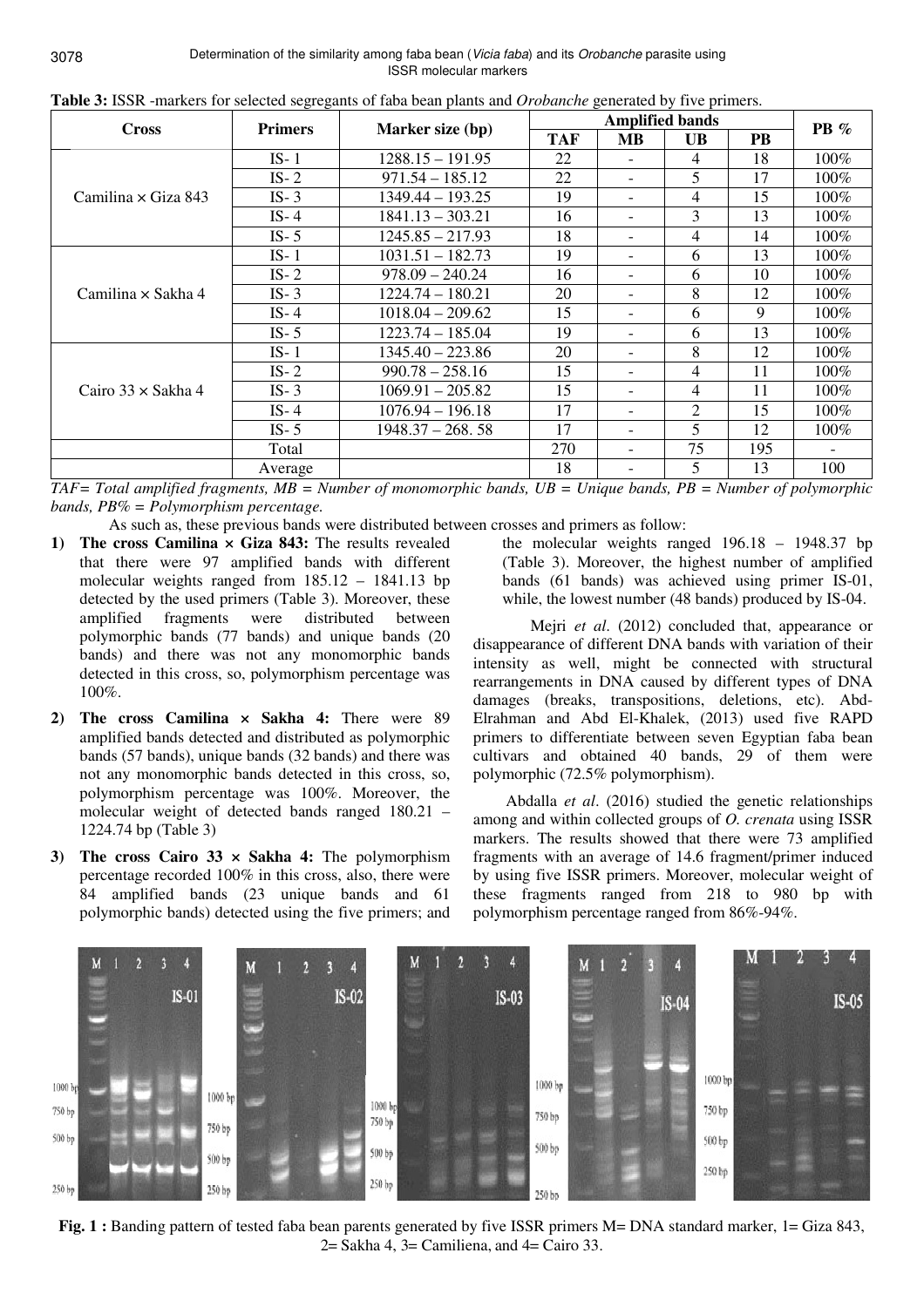**Table 3:** ISSR -markers for selected segregants of faba bean plants and *Orobanche* generated by five primers.

| Cross | Primers | Marker size (bp) | Amplified bands | | | | PB % |
|---|---|---|---|---|---|---|---|
| | | | TAF | MB | UB | PB | |
| Camilina × Giza 843 | IS- 1 | 1288.15 – 191.95 | 22 | - | 4 | 18 | 100% |
| | IS- 2 | 971.54 – 185.12 | 22 | - | 5 | 17 | 100% |
| | IS- 3 | 1349.44 – 193.25 | 19 | - | 4 | 15 | 100% |
| | IS- 4 | 1841.13 – 303.21 | 16 | - | 3 | 13 | 100% |
| | IS- 5 | 1245.85 – 217.93 | 18 | - | 4 | 14 | 100% |
| Camilina × Sakha 4 | IS- 1 | 1031.51 – 182.73 | 19 | - | 6 | 13 | 100% |
| | IS- 2 | 978.09 – 240.24 | 16 | - | 6 | 10 | 100% |
| | IS- 3 | 1224.74 – 180.21 | 20 | - | 8 | 12 | 100% |
| | IS- 4 | 1018.04 – 209.62 | 15 | - | 6 | 9 | 100% |
| | IS- 5 | 1223.74 – 185.04 | 19 | - | 6 | 13 | 100% |
| Cairo 33 × Sakha 4 | IS- 1 | 1345.40 – 223.86 | 20 | - | 8 | 12 | 100% |
| | IS- 2 | 990.78 – 258.16 | 15 | - | 4 | 11 | 100% |
| | IS- 3 | 1069.91 – 205.82 | 15 | - | 4 | 11 | 100% |
| | IS- 4 | 1076.94 – 196.18 | 17 | - | 2 | 15 | 100% |
| | IS- 5 | 1948.37 – 268. 58 | 17 | - | 5 | 12 | 100% |
| | Total | | 270 | - | 75 | 195 | - |
| | Average | | 18 | - | 5 | 13 | 100 |

*TAF= Total amplified fragments, MB = Number of monomorphic bands, UB = Unique bands, PB = Number of polymorphic bands, PB% = Polymorphism percentage.*

As such as, these previous bands were distributed between crosses and primers as follow:

1) **The cross Camilina × Giza 843:** The results revealed that there were 97 amplified bands with different molecular weights ranged from 185.12 – 1841.13 bp detected by the used primers (Table 3). Moreover, these amplified fragments were distributed between polymorphic bands (77 bands) and unique bands (20 bands) and there was not any monomorphic bands detected in this cross, so, polymorphism percentage was 100%.
2) **The cross Camilina × Sakha 4:** There were 89 amplified bands detected and distributed as polymorphic bands (57 bands), unique bands (32 bands) and there was not any monomorphic bands detected in this cross, so, polymorphism percentage was 100%. Moreover, the molecular weight of detected bands ranged 180.21 – 1224.74 bp (Table 3)
3) **The cross Cairo 33 × Sakha 4:** The polymorphism percentage recorded 100% in this cross, also, there were 84 amplified bands (23 unique bands and 61 polymorphic bands) detected using the five primers; and the molecular weights ranged 196.18 – 1948.37 bp (Table 3). Moreover, the highest number of amplified bands (61 bands) was achieved using primer IS-01, while, the lowest number (48 bands) produced by IS-04.

Mejri *et al*. (2012) concluded that, appearance or disappearance of different DNA bands with variation of their intensity as well, might be connected with structural rearrangements in DNA caused by different types of DNA damages (breaks, transpositions, deletions, etc). Abd-Elrahman and Abd El-Khalek, (2013) used five RAPD primers to differentiate between seven Egyptian faba bean cultivars and obtained 40 bands, 29 of them were polymorphic (72.5% polymorphism).

Abdalla *et al*. (2016) studied the genetic relationships among and within collected groups of *O. crenata* using ISSR markers. The results showed that there were 73 amplified fragments with an average of 14.6 fragment/primer induced by using five ISSR primers. Moreover, molecular weight of these fragments ranged from 218 to 980 bp with polymorphism percentage ranged from 86%-94%.

**Fig. 1 :** Banding pattern of tested faba bean parents generated by five ISSR primers M= DNA standard marker, 1= Giza 843, 2= Sakha 4, 3= Camiliena, and 4= Cairo 33.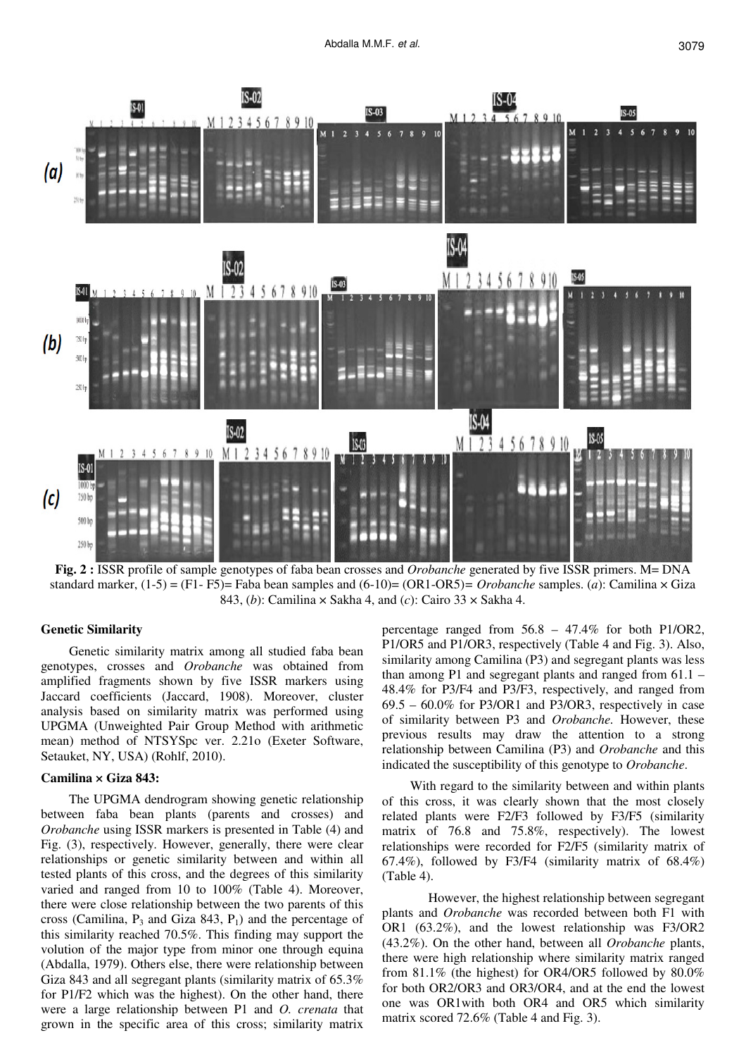**Fig. 2 :** ISSR profile of sample genotypes of faba bean crosses and *Orobanche* generated by five ISSR primers. M= DNA standard marker, (1-5) = (F1- F5)= Faba bean samples and (6-10)= (OR1-OR5)= *Orobanche* samples. (*a*): Camilina × Giza 843, (*b*): Camilina × Sakha 4, and (*c*): Cairo 33 × Sakha 4.

### Genetic Similarity

Genetic similarity matrix among all studied faba bean genotypes, crosses and *Orobanche* was obtained from amplified fragments shown by five ISSR markers using Jaccard coefficients (Jaccard, 1908). Moreover, cluster analysis based on similarity matrix was performed using UPGMA (Unweighted Pair Group Method with arithmetic mean) method of NTSYSpc ver. 2.21o (Exeter Software, Setauket, NY, USA) (Rohlf, 2010).

### Camilina × Giza 843:

The UPGMA dendrogram showing genetic relationship between faba bean plants (parents and crosses) and *Orobanche* using ISSR markers is presented in Table (4) and Fig. (3), respectively. However, generally, there were clear relationships or genetic similarity between and within all tested plants of this cross, and the degrees of this similarity varied and ranged from 10 to 100% (Table 4). Moreover, there were close relationship between the two parents of this cross (Camilina, $P_3$ and Giza 843, $P_1$) and the percentage of this similarity reached 70.5%. This finding may support the volution of the major type from minor one through equina (Abdalla, 1979). Others else, there were relationship between Giza 843 and all segregant plants (similarity matrix of 65.3% for P1/F2 which was the highest). On the other hand, there were a large relationship between P1 and *O. crenata* that grown in the specific area of this cross; similarity matrix percentage ranged from 56.8 – 47.4% for both P1/OR2, P1/OR5 and P1/OR3, respectively (Table 4 and Fig. 3). Also, similarity among Camilina (P3) and segregant plants was less than among P1 and segregant plants and ranged from 61.1 – 48.4% for P3/F4 and P3/F3, respectively, and ranged from 69.5 – 60.0% for P3/OR1 and P3/OR3, respectively in case of similarity between P3 and *Orobanche*. However, these previous results may draw the attention to a strong relationship between Camilina (P3) and *Orobanche* and this indicated the susceptibility of this genotype to *Orobanche*.

With regard to the similarity between and within plants of this cross, it was clearly shown that the most closely related plants were F2/F3 followed by F3/F5 (similarity matrix of 76.8 and 75.8%, respectively). The lowest relationships were recorded for F2/F5 (similarity matrix of 67.4%), followed by F3/F4 (similarity matrix of 68.4%) (Table 4).

However, the highest relationship between segregant plants and *Orobanche* was recorded between both F1 with OR1 (63.2%), and the lowest relationship was F3/OR2 (43.2%). On the other hand, between all *Orobanche* plants, there were high relationship where similarity matrix ranged from 81.1% (the highest) for OR4/OR5 followed by 80.0% for both OR2/OR3 and OR3/OR4, and at the end the lowest one was OR1with both OR4 and OR5 which similarity matrix scored 72.6% (Table 4 and Fig. 3).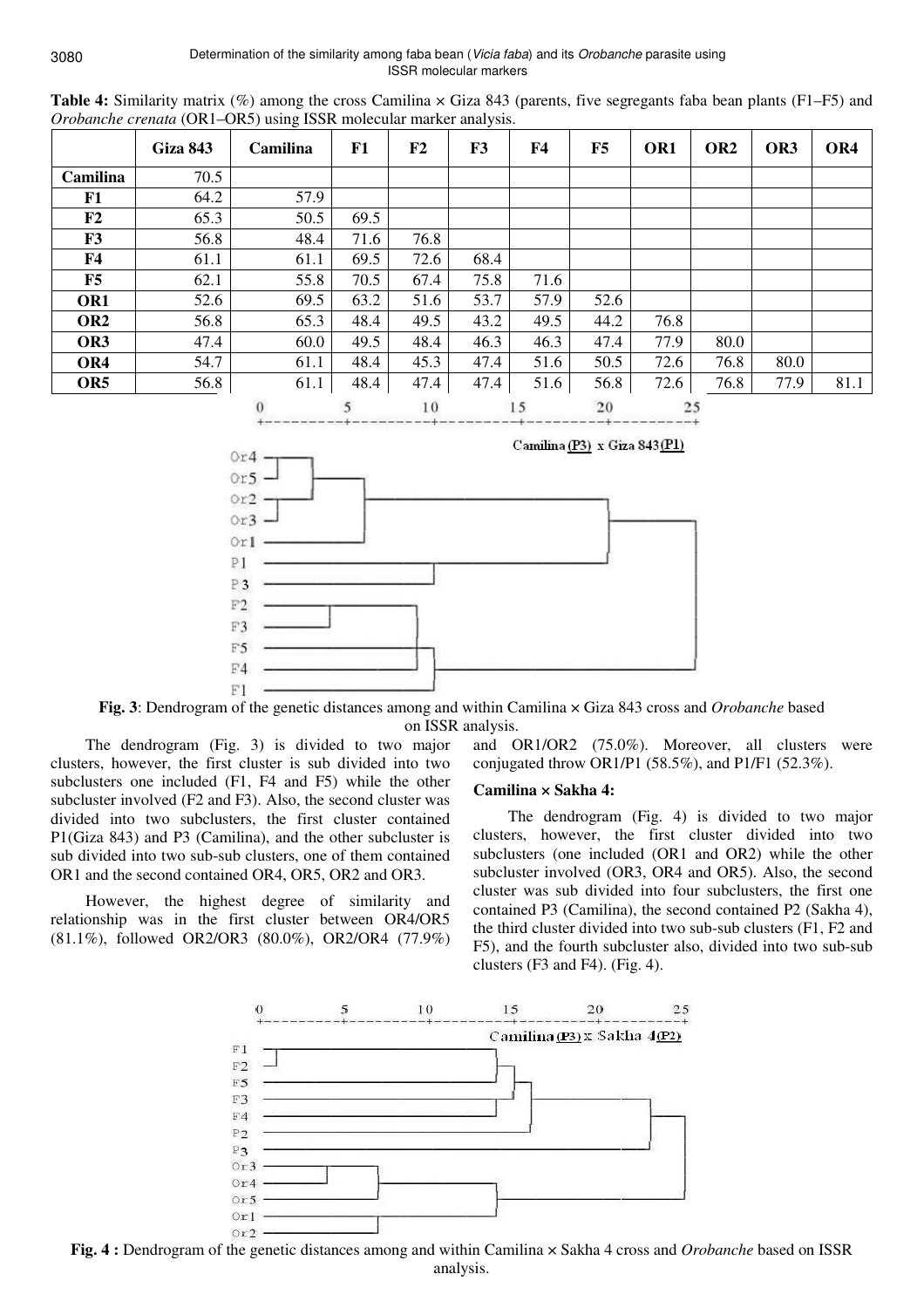**Table 4:** Similarity matrix (%) among the cross Camilina × Giza 843 (parents, five segregants faba bean plants (F1–F5) and *Orobanche crenata* (OR1–OR5) using ISSR molecular marker analysis.

| | Giza 843 | Camilina | F1 | F2 | F3 | F4 | F5 | OR1 | OR2 | OR3 | OR4 |
|---|---|---|---|---|---|---|---|---|---|---|---|
| **Camilina** | 70.5 | | | | | | | | | | |
| **F1** | 64.2 | 57.9 | | | | | | | | | |
| **F2** | 65.3 | 50.5 | 69.5 | | | | | | | | |
| **F3** | 56.8 | 48.4 | 71.6 | 76.8 | | | | | | | |
| **F4** | 61.1 | 61.1 | 69.5 | 72.6 | 68.4 | | | | | | |
| **F5** | 62.1 | 55.8 | 70.5 | 67.4 | 75.8 | 71.6 | | | | | |
| **OR1** | 52.6 | 69.5 | 63.2 | 51.6 | 53.7 | 57.9 | 52.6 | | | | |
| **OR2** | 56.8 | 65.3 | 48.4 | 49.5 | 43.2 | 49.5 | 44.2 | 76.8 | | | |
| **OR3** | 47.4 | 60.0 | 49.5 | 48.4 | 46.3 | 46.3 | 47.4 | 77.9 | 80.0 | | |
| **OR4** | 54.7 | 61.1 | 48.4 | 45.3 | 47.4 | 51.6 | 50.5 | 72.6 | 76.8 | 80.0 | |
| **OR5** | 56.8 | 61.1 | 48.4 | 47.4 | 47.4 | 51.6 | 56.8 | 72.6 | 76.8 | 77.9 | 81.1 |

**Fig. 3**: Dendrogram of the genetic distances among and within Camilina × Giza 843 cross and *Orobanche* based on ISSR analysis.

The dendrogram (Fig. 3) is divided to two major clusters, however, the first cluster is sub divided into two subclusters one included (F1, F4 and F5) while the other subcluster involved (F2 and F3). Also, the second cluster was divided into two subclusters, the first cluster contained P1(Giza 843) and P3 (Camilina), and the other subcluster is sub divided into two sub-sub clusters, one of them contained OR1 and the second contained OR4, OR5, OR2 and OR3.

However, the highest degree of similarity and relationship was in the first cluster between OR4/OR5 (81.1%), followed OR2/OR3 (80.0%), OR2/OR4 (77.9%) and OR1/OR2 (75.0%). Moreover, all clusters were conjugated throw OR1/P1 (58.5%), and P1/F1 (52.3%).

### Camilina × Sakha 4:

The dendrogram (Fig. 4) is divided to two major clusters, however, the first cluster divided into two subclusters (one included (OR1 and OR2) while the other subcluster involved (OR3, OR4 and OR5). Also, the second cluster was sub divided into four subclusters, the first one contained P3 (Camilina), the second contained P2 (Sakha 4), the third cluster divided into two sub-sub clusters (F1, F2 and F5), and the fourth subcluster also, divided into two sub-sub clusters (F3 and F4). (Fig. 4).

**Fig. 4 :** Dendrogram of the genetic distances among and within Camilina × Sakha 4 cross and *Orobanche* based on ISSR analysis.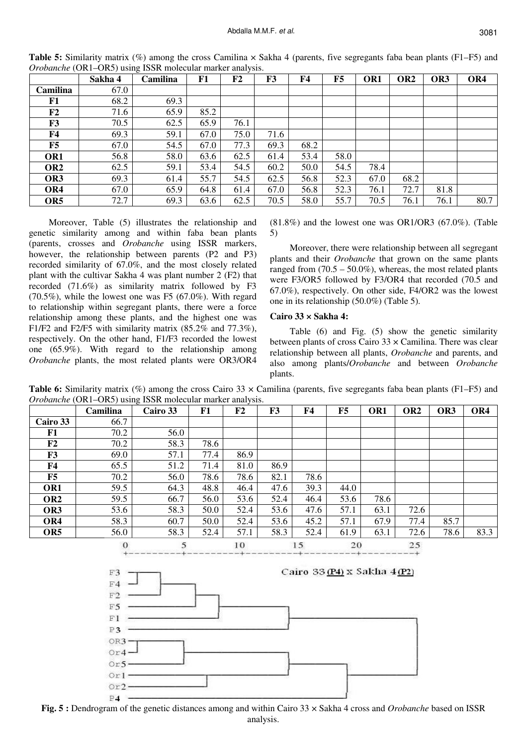**Table 5:** Similarity matrix (%) among the cross Camilina × Sakha 4 (parents, five segregants faba bean plants (F1–F5) and *Orobanche* (OR1–OR5) using ISSR molecular marker analysis.

| | Sakha 4 | Camilina | F1 | F2 | F3 | F4 | F5 | OR1 | OR2 | OR3 | OR4 |
|---|---|---|---|---|---|---|---|---|---|---|---|
| **Camilina** | 67.0 | | | | | | | | | | |
| **F1** | 68.2 | 69.3 | | | | | | | | | |
| **F2** | 71.6 | 65.9 | 85.2 | | | | | | | | |
| **F3** | 70.5 | 62.5 | 65.9 | 76.1 | | | | | | | |
| **F4** | 69.3 | 59.1 | 67.0 | 75.0 | 71.6 | | | | | | |
| **F5** | 67.0 | 54.5 | 67.0 | 77.3 | 69.3 | 68.2 | | | | | |
| **OR1** | 56.8 | 58.0 | 63.6 | 62.5 | 61.4 | 53.4 | 58.0 | | | | |
| **OR2** | 62.5 | 59.1 | 53.4 | 54.5 | 60.2 | 50.0 | 54.5 | 78.4 | | | |
| **OR3** | 69.3 | 61.4 | 55.7 | 54.5 | 62.5 | 56.8 | 52.3 | 67.0 | 68.2 | | |
| **OR4** | 67.0 | 65.9 | 64.8 | 61.4 | 67.0 | 56.8 | 52.3 | 76.1 | 72.7 | 81.8 | |
| **OR5** | 72.7 | 69.3 | 63.6 | 62.5 | 70.5 | 58.0 | 55.7 | 70.5 | 76.1 | 76.1 | 80.7 |

Moreover, Table (5) illustrates the relationship and genetic similarity among and within faba bean plants (parents, crosses and *Orobanche* using ISSR markers, however, the relationship between parents (P2 and P3) recorded similarity of 67.0%, and the most closely related plant with the cultivar Sakha 4 was plant number 2 (F2) that recorded (71.6%) as similarity matrix followed by F3 (70.5%), while the lowest one was F5 (67.0%). With regard to relationship within segregant plants, there were a force relationship among these plants, and the highest one was F1/F2 and F2/F5 with similarity matrix (85.2% and 77.3%), respectively. On the other hand, F1/F3 recorded the lowest one (65.9%). With regard to the relationship among *Orobanche* plants, the most related plants were OR3/OR4 (81.8%) and the lowest one was OR1/OR3 (67.0%). (Table 5)

Moreover, there were relationship between all segregant plants and their *Orobanche* that grown on the same plants ranged from (70.5 – 50.0%), whereas, the most related plants were F3/OR5 followed by F3/OR4 that recorded (70.5 and 67.0%), respectively. On other side, F4/OR2 was the lowest one in its relationship (50.0%) (Table 5).

**Cairo 33 × Sakha 4:**

Table (6) and Fig. (5) show the genetic similarity between plants of cross Cairo 33 × Camilina. There was clear relationship between all plants, *Orobanche* and parents, and also among plants/*Orobanche* and between *Orobanche* plants.

**Table 6:** Similarity matrix (%) among the cross Cairo 33 × Camilina (parents, five segregants faba bean plants (F1–F5) and *Orobanche* (OR1–OR5) using ISSR molecular marker analysis.

| | Camilina | Cairo 33 | F1 | F2 | F3 | F4 | F5 | OR1 | OR2 | OR3 | OR4 |
|---|---|---|---|---|---|---|---|---|---|---|---|
| **Cairo 33** | 66.7 | | | | | | | | | | |
| **F1** | 70.2 | 56.0 | | | | | | | | | |
| **F2** | 70.2 | 58.3 | 78.6 | | | | | | | | |
| **F3** | 69.0 | 57.1 | 77.4 | 86.9 | | | | | | | |
| **F4** | 65.5 | 51.2 | 71.4 | 81.0 | 86.9 | | | | | | |
| **F5** | 70.2 | 56.0 | 78.6 | 78.6 | 82.1 | 78.6 | | | | | |
| **OR1** | 59.5 | 64.3 | 48.8 | 46.4 | 47.6 | 39.3 | 44.0 | | | | |
| **OR2** | 59.5 | 66.7 | 56.0 | 53.6 | 52.4 | 46.4 | 53.6 | 78.6 | | | |
| **OR3** | 53.6 | 58.3 | 50.0 | 52.4 | 53.6 | 47.6 | 57.1 | 63.1 | 72.6 | | |
| **OR4** | 58.3 | 60.7 | 50.0 | 52.4 | 53.6 | 45.2 | 57.1 | 67.9 | 77.4 | 85.7 | |
| **OR5** | 56.0 | 58.3 | 52.4 | 57.1 | 58.3 | 52.4 | 61.9 | 63.1 | 72.6 | 78.6 | 83.3 |

**Fig. 5 :** Dendrogram of the genetic distances among and within Cairo 33 × Sakha 4 cross and *Orobanche* based on ISSR analysis.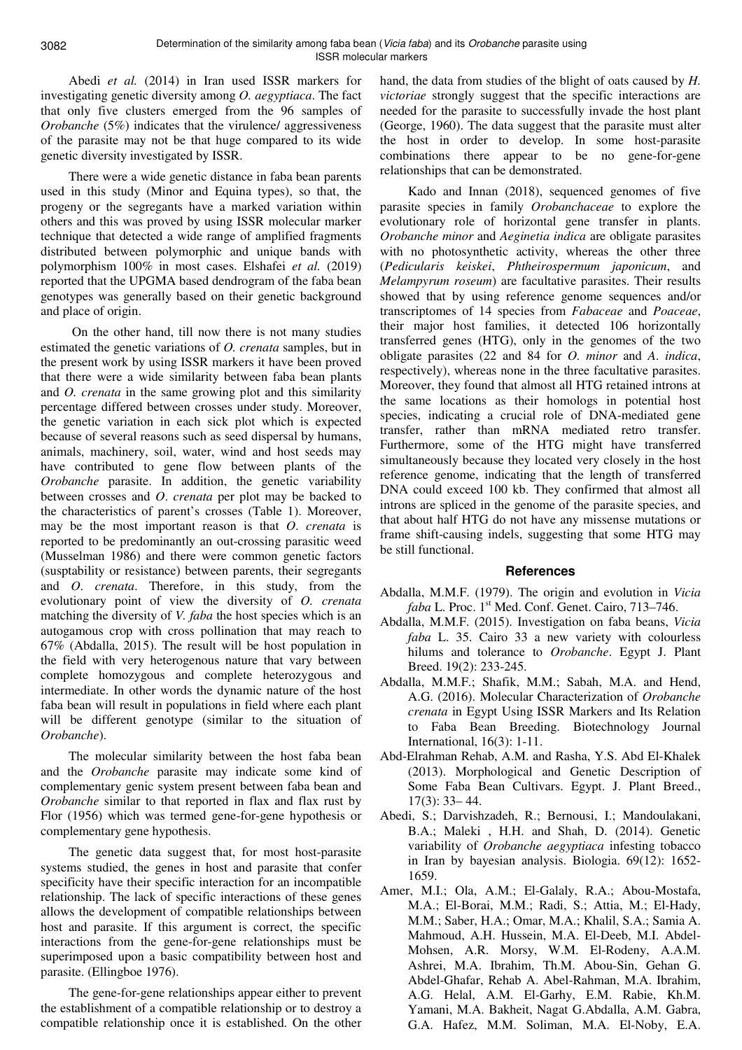Abedi *et al.* (2014) in Iran used ISSR markers for investigating genetic diversity among *O. aegyptiaca*. The fact that only five clusters emerged from the 96 samples of *Orobanche* (5%) indicates that the virulence/ aggressiveness of the parasite may not be that huge compared to its wide genetic diversity investigated by ISSR.

There were a wide genetic distance in faba bean parents used in this study (Minor and Equina types), so that, the progeny or the segregants have a marked variation within others and this was proved by using ISSR molecular marker technique that detected a wide range of amplified fragments distributed between polymorphic and unique bands with polymorphism 100% in most cases. Elshafei *et al.* (2019) reported that the UPGMA based dendrogram of the faba bean genotypes was generally based on their genetic background and place of origin.

On the other hand, till now there is not many studies estimated the genetic variations of *O. crenata* samples, but in the present work by using ISSR markers it have been proved that there were a wide similarity between faba bean plants and *O. crenata* in the same growing plot and this similarity percentage differed between crosses under study. Moreover, the genetic variation in each sick plot which is expected because of several reasons such as seed dispersal by humans, animals, machinery, soil, water, wind and host seeds may have contributed to gene flow between plants of the *Orobanche* parasite. In addition, the genetic variability between crosses and *O. crenata* per plot may be backed to the characteristics of parent's crosses (Table 1). Moreover, may be the most important reason is that *O. crenata* is reported to be predominantly an out-crossing parasitic weed (Musselman 1986) and there were common genetic factors (susptability or resistance) between parents, their segregants and *O. crenata*. Therefore, in this study, from the evolutionary point of view the diversity of *O. crenata* matching the diversity of *V. faba* the host species which is an autogamous crop with cross pollination that may reach to 67% (Abdalla, 2015). The result will be host population in the field with very heterogenous nature that vary between complete homozygous and complete heterozygous and intermediate. In other words the dynamic nature of the host faba bean will result in populations in field where each plant will be different genotype (similar to the situation of *Orobanche*).

The molecular similarity between the host faba bean and the *Orobanche* parasite may indicate some kind of complementary genic system present between faba bean and *Orobanche* similar to that reported in flax and flax rust by Flor (1956) which was termed gene-for-gene hypothesis or complementary gene hypothesis.

The genetic data suggest that, for most host-parasite systems studied, the genes in host and parasite that confer specificity have their specific interaction for an incompatible relationship. The lack of specific interactions of these genes allows the development of compatible relationships between host and parasite. If this argument is correct, the specific interactions from the gene-for-gene relationships must be superimposed upon a basic compatibility between host and parasite. (Ellingboe 1976).

The gene-for-gene relationships appear either to prevent the establishment of a compatible relationship or to destroy a compatible relationship once it is established. On the other hand, the data from studies of the blight of oats caused by *H. victoriae* strongly suggest that the specific interactions are needed for the parasite to successfully invade the host plant (George, 1960). The data suggest that the parasite must alter the host in order to develop. In some host-parasite combinations there appear to be no gene-for-gene relationships that can be demonstrated.

Kado and Innan (2018), sequenced genomes of five parasite species in family *Orobanchaceae* to explore the evolutionary role of horizontal gene transfer in plants. *Orobanche minor* and *Aeginetia indica* are obligate parasites with no photosynthetic activity, whereas the other three (*Pedicularis keiskei*, *Phtheirospermum japonicum*, and *Melampyrum roseum*) are facultative parasites. Their results showed that by using reference genome sequences and/or transcriptomes of 14 species from *Fabaceae* and *Poaceae*, their major host families, it detected 106 horizontally transferred genes (HTG), only in the genomes of the two obligate parasites (22 and 84 for *O. minor* and *A. indica*, respectively), whereas none in the three facultative parasites. Moreover, they found that almost all HTG retained introns at the same locations as their homologs in potential host species, indicating a crucial role of DNA-mediated gene transfer, rather than mRNA mediated retro transfer. Furthermore, some of the HTG might have transferred simultaneously because they located very closely in the host reference genome, indicating that the length of transferred DNA could exceed 100 kb. They confirmed that almost all introns are spliced in the genome of the parasite species, and that about half HTG do not have any missense mutations or frame shift-causing indels, suggesting that some HTG may be still functional.

## References

Abdalla, M.M.F. (1979). The origin and evolution in *Vicia faba* L. Proc. 1st Med. Conf. Genet. Cairo, 713–746.

Abdalla, M.M.F. (2015). Investigation on faba beans, *Vicia faba* L. 35. Cairo 33 a new variety with colourless hilums and tolerance to *Orobanche*. Egypt J. Plant Breed. 19(2): 233-245.

Abdalla, M.M.F.; Shafik, M.M.; Sabah, M.A. and Hend, A.G. (2016). Molecular Characterization of *Orobanche crenata* in Egypt Using ISSR Markers and Its Relation to Faba Bean Breeding. Biotechnology Journal International, 16(3): 1-11.

Abd-Elrahman Rehab, A.M. and Rasha, Y.S. Abd El-Khalek (2013). Morphological and Genetic Description of Some Faba Bean Cultivars. Egypt. J. Plant Breed., 17(3): 33– 44.

Abedi, S.; Darvishzadeh, R.; Bernousi, I.; Mandoulakani, B.A.; Maleki , H.H. and Shah, D. (2014). Genetic variability of *Orobanche aegyptiaca* infesting tobacco in Iran by bayesian analysis. Biologia. 69(12): 1652-1659.

Amer, M.I.; Ola, A.M.; El-Galaly, R.A.; Abou-Mostafa, M.A.; El-Borai, M.M.; Radi, S.; Attia, M.; El-Hady, M.M.; Saber, H.A.; Omar, M.A.; Khalil, S.A.; Samia A. Mahmoud, A.H. Hussein, M.A. El-Deeb, M.I. Abdel-Mohsen, A.R. Morsy, W.M. El-Rodeny, A.A.M. Ashrei, M.A. Ibrahim, Th.M. Abou-Sin, Gehan G. Abdel-Ghafar, Rehab A. Abel-Rahman, M.A. Ibrahim, A.G. Helal, A.M. El-Garhy, E.M. Rabie, Kh.M. Yamani, M.A. Bakheit, Nagat G.Abdalla, A.M. Gabra, G.A. Hafez, M.M. Soliman, M.A. El-Noby, E.A.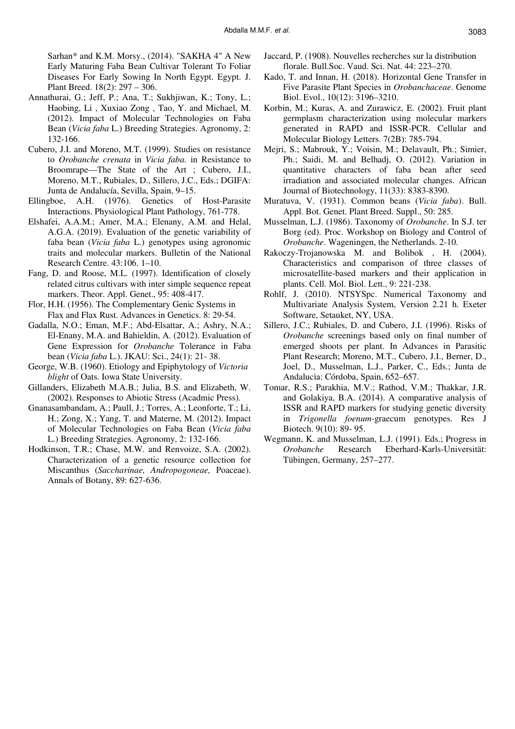Sarhan* and K.M. Morsy., (2014). "SAKHA 4" A New Early Maturing Faba Bean Cultivar Tolerant To Foliar Diseases For Early Sowing In North Egypt. Egypt. J. Plant Breed. 18(2): 297 – 306.

Annathurai, G.; Jeff, P.; Ana, T.; Sukhjiwan, K.; Tony, L.; Haobing, Li , Xuxiao Zong , Tao, Y. and Michael, M. (2012). Impact of Molecular Technologies on Faba Bean (*Vicia faba* L.) Breeding Strategies. Agronomy, 2: 132-166.

Cubero, J.I. and Moreno, M.T. (1999). Studies on resistance to *Orobanche crenata* in *Vicia faba*. in Resistance to Broomrape—The State of the Art ; Cubero, J.I., Moreno, M.T., Rubiales, D., Sillero, J.C., Eds.; DGIFA: Junta de Andalucía, Sevilla, Spain, 9–15.

Ellingboe, A.H. (1976). Genetics of Host-Parasite Interactions. Physiological Plant Pathology, 761-778.

Elshafei, A.A.M.; Amer, M.A.; Elenany, A.M. and Helal, A.G.A. (2019). Evaluation of the genetic variability of faba bean (*Vicia faba* L.) genotypes using agronomic traits and molecular markers. Bulletin of the National Research Centre. 43:106. 1–10.

Fang, D. and Roose, M.L. (1997). Identification of closely related citrus cultivars with inter simple sequence repeat markers. Theor. Appl. Genet., 95: 408-417.

Flor, H.H. (1956). The Complementary Genic Systems in Flax and Flax Rust. Advances in Genetics. 8: 29-54.

Gadalla, N.O.; Eman, M.F.; Abd-Elsattar, A.; Ashry, N.A.; El-Enany, M.A. and Bahieldin, A. (2012). Evaluation of Gene Expression for *Orobanche* Tolerance in Faba bean (*Vicia faba* L.). JKAU: Sci., 24(1): 21- 38.

George, W.B. (1960). Etiology and Epiphytology of *Victoria blight* of Oats. Iowa State University.

Gillanders, Elizabeth M.A.B.; Julia, B.S. and Elizabeth, W. (2002). Responses to Abiotic Stress (Acadmic Press).

Gnanasambandam, A.; Paull, J.; Torres, A.; Leonforte, T.; Li, H.; Zong, X.; Yang, T. and Materne, M. (2012). Impact of Molecular Technologies on Faba Bean (*Vicia faba* L.) Breeding Strategies. Agronomy, 2: 132-166.

Hodkinson, T.R.; Chase, M.W. and Renvoize, S.A. (2002). Characterization of a genetic resource collection for Miscanthus (*Saccharinae, Andropogoneae,* Poaceae). Annals of Botany, 89: 627-636.

Jaccard, P. (1908). Nouvelles recherches sur la distribution florale. Bull.Soc. Vaud. Sci. Nat. 44: 223–270.

Kado, T. and Innan, H. (2018). Horizontal Gene Transfer in Five Parasite Plant Species in *Orobanchaceae*. Genome Biol. Evol., 10(12): 3196–3210.

Korbin, M.; Kuras, A. and Zurawicz, E. (2002). Fruit plant germplasm characterization using molecular markers generated in RAPD and ISSR-PCR. Cellular and Molecular Biology Letters. 7(2B): 785-794.

Mejri, S.; Mabrouk, Y.; Voisin, M.; Delavault, Ph.; Simier, Ph.; Saidi, M. and Belhadj, O. (2012). Variation in quantitative characters of faba bean after seed irradiation and associated molecular changes. African Journal of Biotechnology, 11(33): 8383-8390.

Muratuva, V. (1931). Common beans (*Vicia faba*). Bull. Appl. Bot. Genet. Plant Breed. Suppl., 50: 285.

Musselman, L.J. (1986). Taxonomy of *Orobanche*. In S.J. ter Borg (ed). Proc. Workshop on Biology and Control of *Orobanche*. Wageningen, the Netherlands. 2-10.

Rakoczy-Trojanowska M. and Bolibok , H. (2004). Characteristics and comparison of three classes of microsatellite-based markers and their application in plants. Cell. Mol. Biol. Lett., 9: 221-238.

Rohlf, J. (2010). NTSYSpc. Numerical Taxonomy and Multivariate Analysis System, Version 2.21 h. Exeter Software, Setauket, NY, USA.

Sillero, J.C.; Rubiales, D. and Cubero, J.I. (1996). Risks of *Orobanche* screenings based only on final number of emerged shoots per plant. In Advances in Parasitic Plant Research; Moreno, M.T., Cubero, J.I., Berner, D., Joel, D., Musselman, L.J., Parker, C., Eds.; Junta de Andalucìa: Córdoba, Spain, 652–657.

Tomar, R.S.; Parakhia, M.V.; Rathod, V.M.; Thakkar, J.R. and Golakiya, B.A. (2014). A comparative analysis of ISSR and RAPD markers for studying genetic diversity in *Trigonella foenum*-graecum genotypes. Res J Biotech. 9(10): 89- 95.

Wegmann, K. and Musselman, L.J. (1991). Eds.; Progress in *Orobanche* Research Eberhard-Karls-Universität: Tübingen, Germany, 257–277.